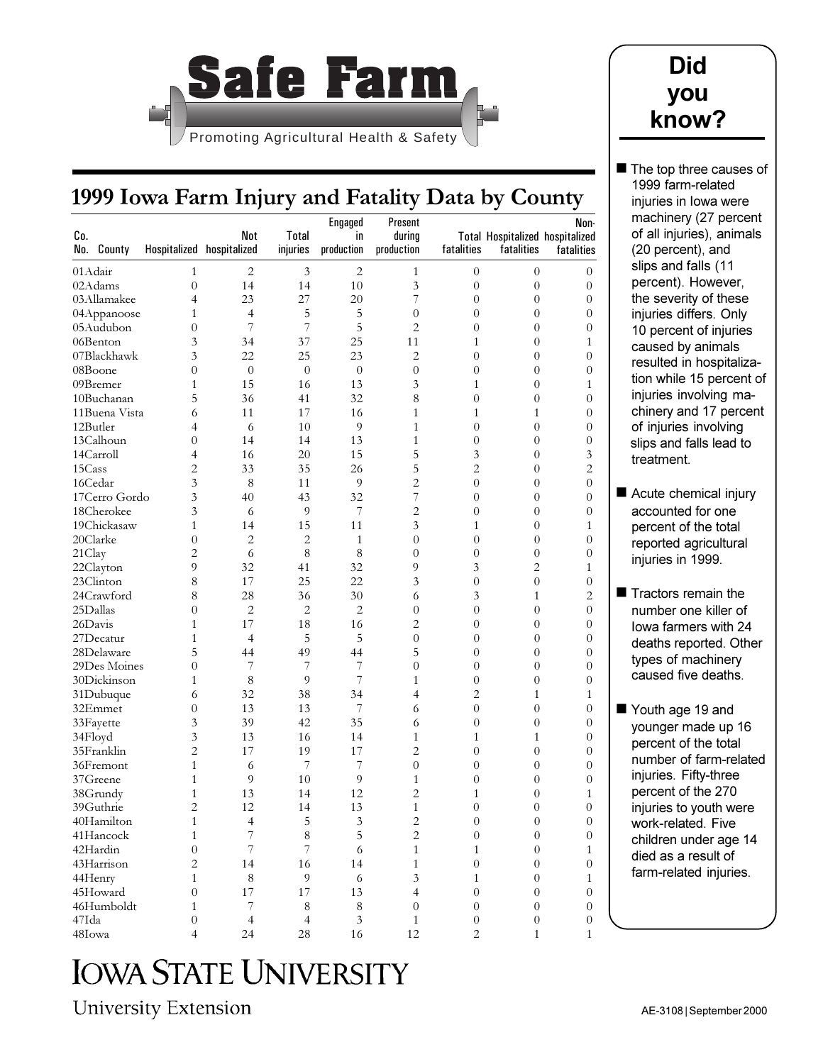# Safe Farm

Promoting Agricultural Health & Safety

## 1999 Iowa Farm Injury and Fatality Data by County

| Co. No. | County | Hospitalized | Not hospitalized | Total injuries | Engaged in production | Present during production | Total fatalities | Hospitalized fatalities | Non-hospitalized fatalities |
|---|---|---|---|---|---|---|---|---|---|
| 01 | Adair | 1 | 2 | 3 | 2 | 1 | 0 | 0 | 0 |
| 02 | Adams | 0 | 14 | 14 | 10 | 3 | 0 | 0 | 0 |
| 03 | Allamakee | 4 | 23 | 27 | 20 | 7 | 0 | 0 | 0 |
| 04 | Appanoose | 1 | 4 | 5 | 5 | 0 | 0 | 0 | 0 |
| 05 | Audubon | 0 | 7 | 7 | 5 | 2 | 0 | 0 | 0 |
| 06 | Benton | 3 | 34 | 37 | 25 | 11 | 1 | 0 | 1 |
| 07 | Blackhawk | 3 | 22 | 25 | 23 | 2 | 0 | 0 | 0 |
| 08 | Boone | 0 | 0 | 0 | 0 | 0 | 0 | 0 | 0 |
| 09 | Bremer | 1 | 15 | 16 | 13 | 3 | 1 | 0 | 1 |
| 10 | Buchanan | 5 | 36 | 41 | 32 | 8 | 0 | 0 | 0 |
| 11 | Buena Vista | 6 | 11 | 17 | 16 | 1 | 1 | 1 | 0 |
| 12 | Butler | 4 | 6 | 10 | 9 | 1 | 0 | 0 | 0 |
| 13 | Calhoun | 0 | 14 | 14 | 13 | 1 | 0 | 0 | 0 |
| 14 | Carroll | 4 | 16 | 20 | 15 | 5 | 3 | 0 | 3 |
| 15 | Cass | 2 | 33 | 35 | 26 | 5 | 2 | 0 | 2 |
| 16 | Cedar | 3 | 8 | 11 | 9 | 2 | 0 | 0 | 0 |
| 17 | Cerro Gordo | 3 | 40 | 43 | 32 | 7 | 0 | 0 | 0 |
| 18 | Cherokee | 3 | 6 | 9 | 7 | 2 | 0 | 0 | 0 |
| 19 | Chickasaw | 1 | 14 | 15 | 11 | 3 | 1 | 0 | 1 |
| 20 | Clarke | 0 | 2 | 2 | 1 | 0 | 0 | 0 | 0 |
| 21 | Clay | 2 | 6 | 8 | 8 | 0 | 0 | 0 | 0 |
| 22 | Clayton | 9 | 32 | 41 | 32 | 9 | 3 | 2 | 1 |
| 23 | Clinton | 8 | 17 | 25 | 22 | 3 | 0 | 0 | 0 |
| 24 | Crawford | 8 | 28 | 36 | 30 | 6 | 3 | 1 | 2 |
| 25 | Dallas | 0 | 2 | 2 | 2 | 0 | 0 | 0 | 0 |
| 26 | Davis | 1 | 17 | 18 | 16 | 2 | 0 | 0 | 0 |
| 27 | Decatur | 1 | 4 | 5 | 5 | 0 | 0 | 0 | 0 |
| 28 | Delaware | 5 | 44 | 49 | 44 | 5 | 0 | 0 | 0 |
| 29 | Des Moines | 0 | 7 | 7 | 7 | 0 | 0 | 0 | 0 |
| 30 | Dickinson | 1 | 8 | 9 | 7 | 1 | 0 | 0 | 0 |
| 31 | Dubuque | 6 | 32 | 38 | 34 | 4 | 2 | 1 | 1 |
| 32 | Emmet | 0 | 13 | 13 | 7 | 6 | 0 | 0 | 0 |
| 33 | Fayette | 3 | 39 | 42 | 35 | 6 | 0 | 0 | 0 |
| 34 | Floyd | 3 | 13 | 16 | 14 | 1 | 1 | 1 | 0 |
| 35 | Franklin | 2 | 17 | 19 | 17 | 2 | 0 | 0 | 0 |
| 36 | Fremont | 1 | 6 | 7 | 7 | 0 | 0 | 0 | 0 |
| 37 | Greene | 1 | 9 | 10 | 9 | 1 | 0 | 0 | 0 |
| 38 | Grundy | 1 | 13 | 14 | 12 | 2 | 1 | 0 | 1 |
| 39 | Guthrie | 2 | 12 | 14 | 13 | 1 | 0 | 0 | 0 |
| 40 | Hamilton | 1 | 4 | 5 | 3 | 2 | 0 | 0 | 0 |
| 41 | Hancock | 1 | 7 | 8 | 5 | 2 | 0 | 0 | 0 |
| 42 | Hardin | 0 | 7 | 7 | 6 | 1 | 1 | 0 | 1 |
| 43 | Harrison | 2 | 14 | 16 | 14 | 1 | 0 | 0 | 0 |
| 44 | Henry | 1 | 8 | 9 | 6 | 3 | 1 | 0 | 1 |
| 45 | Howard | 0 | 17 | 17 | 13 | 4 | 0 | 0 | 0 |
| 46 | Humboldt | 1 | 7 | 8 | 8 | 0 | 0 | 0 | 0 |
| 47 | Ida | 0 | 4 | 4 | 3 | 1 | 0 | 0 | 0 |
| 48 | Iowa | 4 | 24 | 28 | 16 | 12 | 2 | 1 | 1 |

## Did you know?

- The top three causes of 1999 farm-related injuries in Iowa were machinery (27 percent of all injuries), animals (20 percent), and slips and falls (11 percent). However, the severity of these injuries differs. Only 10 percent of injuries caused by animals resulted in hospitalization while 15 percent of injuries involving machinery and 17 percent of injuries involving slips and falls lead to treatment.
- Acute chemical injury accounted for one percent of the total reported agricultural injuries in 1999.
- Tractors remain the number one killer of Iowa farmers with 24 deaths reported. Other types of machinery caused five deaths.
- Youth age 19 and younger made up 16 percent of the total number of farm-related injuries. Fifty-three percent of the 270 injuries to youth were work-related. Five children under age 14 died as a result of farm-related injuries.

IOWA STATE UNIVERSITY

University Extension

AE-3108 | September 2000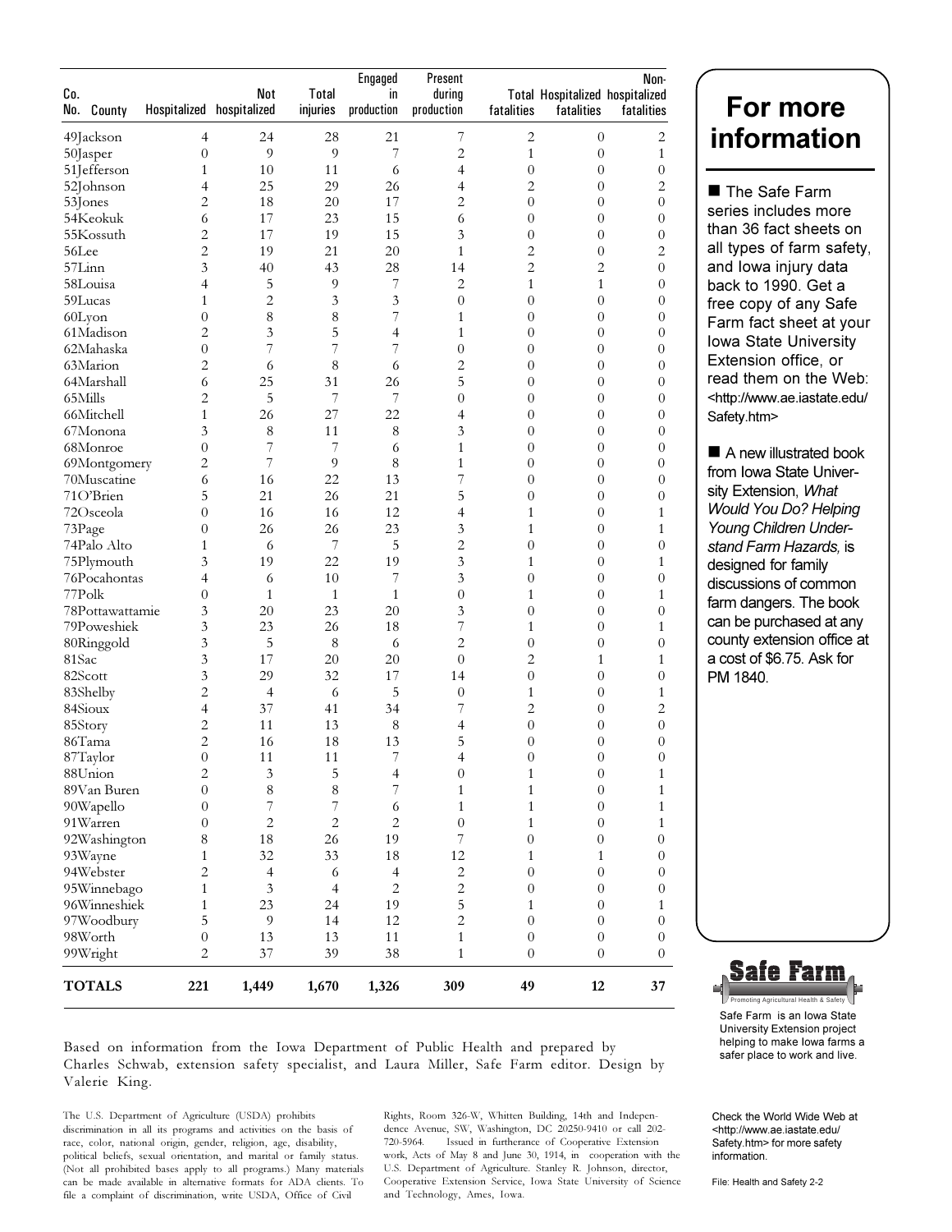| Co. No. | County | Hospitalized | Not hospitalized | Total injuries | Engaged in production | Present during production | Total fatalities | Hospitalized fatalities | Non-hospitalized fatalities |
|---|---|---|---|---|---|---|---|---|---|
| 49 | Jackson | 4 | 24 | 28 | 21 | 7 | 2 | 0 | 2 |
| 50 | Jasper | 0 | 9 | 9 | 7 | 2 | 1 | 0 | 1 |
| 51 | Jefferson | 1 | 10 | 11 | 6 | 4 | 0 | 0 | 0 |
| 52 | Johnson | 4 | 25 | 29 | 26 | 4 | 2 | 0 | 2 |
| 53 | Jones | 2 | 18 | 20 | 17 | 2 | 0 | 0 | 0 |
| 54 | Keokuk | 6 | 17 | 23 | 15 | 6 | 0 | 0 | 0 |
| 55 | Kossuth | 2 | 17 | 19 | 15 | 3 | 0 | 0 | 0 |
| 56 | Lee | 2 | 19 | 21 | 20 | 1 | 2 | 0 | 2 |
| 57 | Linn | 3 | 40 | 43 | 28 | 14 | 2 | 2 | 0 |
| 58 | Louisa | 4 | 5 | 9 | 7 | 2 | 1 | 1 | 0 |
| 59 | Lucas | 1 | 2 | 3 | 3 | 0 | 0 | 0 | 0 |
| 60 | Lyon | 0 | 8 | 8 | 7 | 1 | 0 | 0 | 0 |
| 61 | Madison | 2 | 3 | 5 | 4 | 1 | 0 | 0 | 0 |
| 62 | Mahaska | 0 | 7 | 7 | 7 | 0 | 0 | 0 | 0 |
| 63 | Marion | 2 | 6 | 8 | 6 | 2 | 0 | 0 | 0 |
| 64 | Marshall | 6 | 25 | 31 | 26 | 5 | 0 | 0 | 0 |
| 65 | Mills | 2 | 5 | 7 | 7 | 0 | 0 | 0 | 0 |
| 66 | Mitchell | 1 | 26 | 27 | 22 | 4 | 0 | 0 | 0 |
| 67 | Monona | 3 | 8 | 11 | 8 | 3 | 0 | 0 | 0 |
| 68 | Monroe | 0 | 7 | 7 | 6 | 1 | 0 | 0 | 0 |
| 69 | Montgomery | 2 | 7 | 9 | 8 | 1 | 0 | 0 | 0 |
| 70 | Muscatine | 6 | 16 | 22 | 13 | 7 | 0 | 0 | 0 |
| 71 | O'Brien | 5 | 21 | 26 | 21 | 5 | 0 | 0 | 0 |
| 72 | Osceola | 0 | 16 | 16 | 12 | 4 | 1 | 0 | 1 |
| 73 | Page | 0 | 26 | 26 | 23 | 3 | 1 | 0 | 1 |
| 74 | Palo Alto | 1 | 6 | 7 | 5 | 2 | 0 | 0 | 0 |
| 75 | Plymouth | 3 | 19 | 22 | 19 | 3 | 1 | 0 | 1 |
| 76 | Pocahontas | 4 | 6 | 10 | 7 | 3 | 0 | 0 | 0 |
| 77 | Polk | 0 | 1 | 1 | 1 | 0 | 1 | 0 | 1 |
| 78 | Pottawattamie | 3 | 20 | 23 | 20 | 3 | 0 | 0 | 0 |
| 79 | Poweshiek | 3 | 23 | 26 | 18 | 7 | 1 | 0 | 1 |
| 80 | Ringgold | 3 | 5 | 8 | 6 | 2 | 0 | 0 | 0 |
| 81 | Sac | 3 | 17 | 20 | 20 | 0 | 2 | 1 | 1 |
| 82 | Scott | 3 | 29 | 32 | 17 | 14 | 0 | 0 | 0 |
| 83 | Shelby | 2 | 4 | 6 | 5 | 0 | 1 | 0 | 1 |
| 84 | Sioux | 4 | 37 | 41 | 34 | 7 | 2 | 0 | 2 |
| 85 | Story | 2 | 11 | 13 | 8 | 4 | 0 | 0 | 0 |
| 86 | Tama | 2 | 16 | 18 | 13 | 5 | 0 | 0 | 0 |
| 87 | Taylor | 0 | 11 | 11 | 7 | 4 | 0 | 0 | 0 |
| 88 | Union | 2 | 3 | 5 | 4 | 0 | 1 | 0 | 1 |
| 89 | Van Buren | 0 | 8 | 8 | 7 | 1 | 1 | 0 | 1 |
| 90 | Wapello | 0 | 7 | 7 | 6 | 1 | 1 | 0 | 1 |
| 91 | Warren | 0 | 2 | 2 | 2 | 0 | 1 | 0 | 1 |
| 92 | Washington | 8 | 18 | 26 | 19 | 7 | 0 | 0 | 0 |
| 93 | Wayne | 1 | 32 | 33 | 18 | 12 | 1 | 1 | 0 |
| 94 | Webster | 2 | 4 | 6 | 4 | 2 | 0 | 0 | 0 |
| 95 | Winnebago | 1 | 3 | 4 | 2 | 2 | 0 | 0 | 0 |
| 96 | Winneshiek | 1 | 23 | 24 | 19 | 5 | 1 | 0 | 1 |
| 97 | Woodbury | 5 | 9 | 14 | 12 | 2 | 0 | 0 | 0 |
| 98 | Worth | 0 | 13 | 13 | 11 | 1 | 0 | 0 | 0 |
| 99 | Wright | 2 | 37 | 39 | 38 | 1 | 0 | 0 | 0 |
| | **TOTALS** | **221** | **1,449** | **1,670** | **1,326** | **309** | **49** | **12** | **37** |

Based on information from the Iowa Department of Public Health and prepared by Charles Schwab, extension safety specialist, and Laura Miller, Safe Farm editor. Design by Valerie King.

## For more information

- The Safe Farm series includes more than 36 fact sheets on all types of farm safety, and Iowa injury data back to 1990. Get a free copy of any Safe Farm fact sheet at your Iowa State University Extension office, or read them on the Web: <http://www.ae.iastate.edu/Safety.htm>

- A new illustrated book from Iowa State University Extension, *What Would You Do? Helping Young Children Understand Farm Hazards,* is designed for family discussions of common farm dangers. The book can be purchased at any county extension office at a cost of $6.75. Ask for PM 1840.

**Safe Farm**
Promoting Agricultural Health & Safety

Safe Farm is an Iowa State University Extension project helping to make Iowa farms a safer place to work and live.

Check the World Wide Web at <http://www.ae.iastate.edu/Safety.htm> for more safety information.

File: Health and Safety 2-2

The U.S. Department of Agriculture (USDA) prohibits discrimination in all its programs and activities on the basis of race, color, national origin, gender, religion, age, disability, political beliefs, sexual orientation, and marital or family status. (Not all prohibited bases apply to all programs.) Many materials can be made available in alternative formats for ADA clients. To file a complaint of discrimination, write USDA, Office of Civil Rights, Room 326-W, Whitten Building, 14th and Independence Avenue, SW, Washington, DC 20250-9410 or call 202-720-5964. Issued in furtherance of Cooperative Extension work, Acts of May 8 and June 30, 1914, in cooperation with the U.S. Department of Agriculture. Stanley R. Johnson, director, Cooperative Extension Service, Iowa State University of Science and Technology, Ames, Iowa.